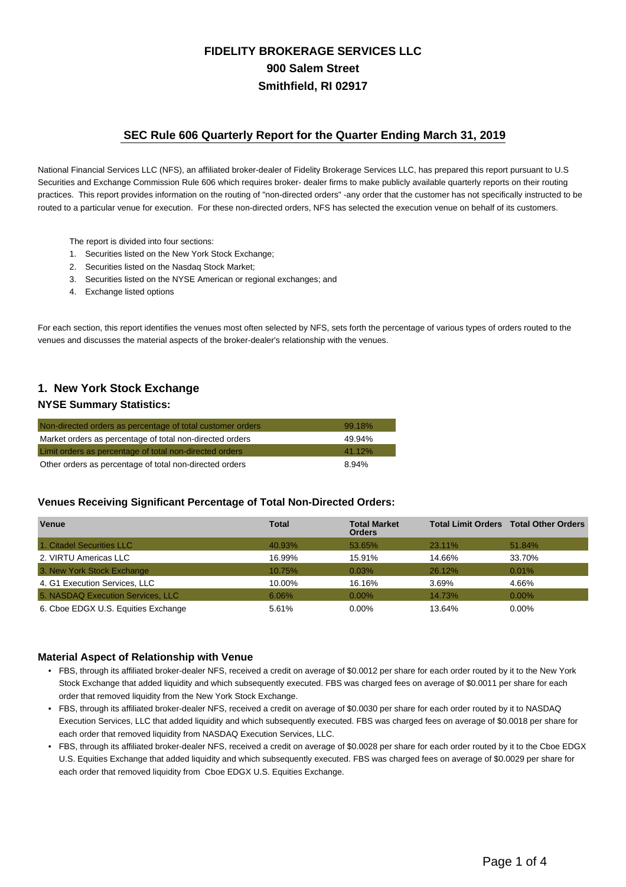# FIDELITY BROKERAGE SERVICES LLC
# 900 Salem Street
# Smithfield, RI 02917

## SEC Rule 606 Quarterly Report for the Quarter Ending March 31, 2019

National Financial Services LLC (NFS), an affiliated broker-dealer of Fidelity Brokerage Services LLC, has prepared this report pursuant to U.S Securities and Exchange Commission Rule 606 which requires broker- dealer firms to make publicly available quarterly reports on their routing practices. This report provides information on the routing of "non-directed orders" -any order that the customer has not specifically instructed to be routed to a particular venue for execution. For these non-directed orders, NFS has selected the execution venue on behalf of its customers.

The report is divided into four sections:

1. Securities listed on the New York Stock Exchange;
2. Securities listed on the Nasdaq Stock Market;
3. Securities listed on the NYSE American or regional exchanges; and
4. Exchange listed options

For each section, this report identifies the venues most often selected by NFS, sets forth the percentage of various types of orders routed to the venues and discusses the material aspects of the broker-dealer's relationship with the venues.

## 1. New York Stock Exchange

### NYSE Summary Statistics:

| | |
|---|---|
| Non-directed orders as percentage of total customer orders | 99.18% |
| Market orders as percentage of total non-directed orders | 49.94% |
| Limit orders as percentage of total non-directed orders | 41.12% |
| Other orders as percentage of total non-directed orders | 8.94% |

### Venues Receiving Significant Percentage of Total Non-Directed Orders:

| Venue | Total | Total Market Orders | Total Limit Orders | Total Other Orders |
|---|---|---|---|---|
| 1. Citadel Securities LLC | 40.93% | 53.65% | 23.11% | 51.84% |
| 2. VIRTU Americas LLC | 16.99% | 15.91% | 14.66% | 33.70% |
| 3. New York Stock Exchange | 10.75% | 0.03% | 26.12% | 0.01% |
| 4. G1 Execution Services, LLC | 10.00% | 16.16% | 3.69% | 4.66% |
| 5. NASDAQ Execution Services, LLC | 6.06% | 0.00% | 14.73% | 0.00% |
| 6. Cboe EDGX U.S. Equities Exchange | 5.61% | 0.00% | 13.64% | 0.00% |

### Material Aspect of Relationship with Venue

- FBS, through its affiliated broker-dealer NFS, received a credit on average of $0.0012 per share for each order routed by it to the New York Stock Exchange that added liquidity and which subsequently executed. FBS was charged fees on average of $0.0011 per share for each order that removed liquidity from the New York Stock Exchange.
- FBS, through its affiliated broker-dealer NFS, received a credit on average of $0.0030 per share for each order routed by it to NASDAQ Execution Services, LLC that added liquidity and which subsequently executed. FBS was charged fees on average of $0.0018 per share for each order that removed liquidity from NASDAQ Execution Services, LLC.
- FBS, through its affiliated broker-dealer NFS, received a credit on average of $0.0028 per share for each order routed by it to the Cboe EDGX U.S. Equities Exchange that added liquidity and which subsequently executed. FBS was charged fees on average of $0.0029 per share for each order that removed liquidity from Cboe EDGX U.S. Equities Exchange.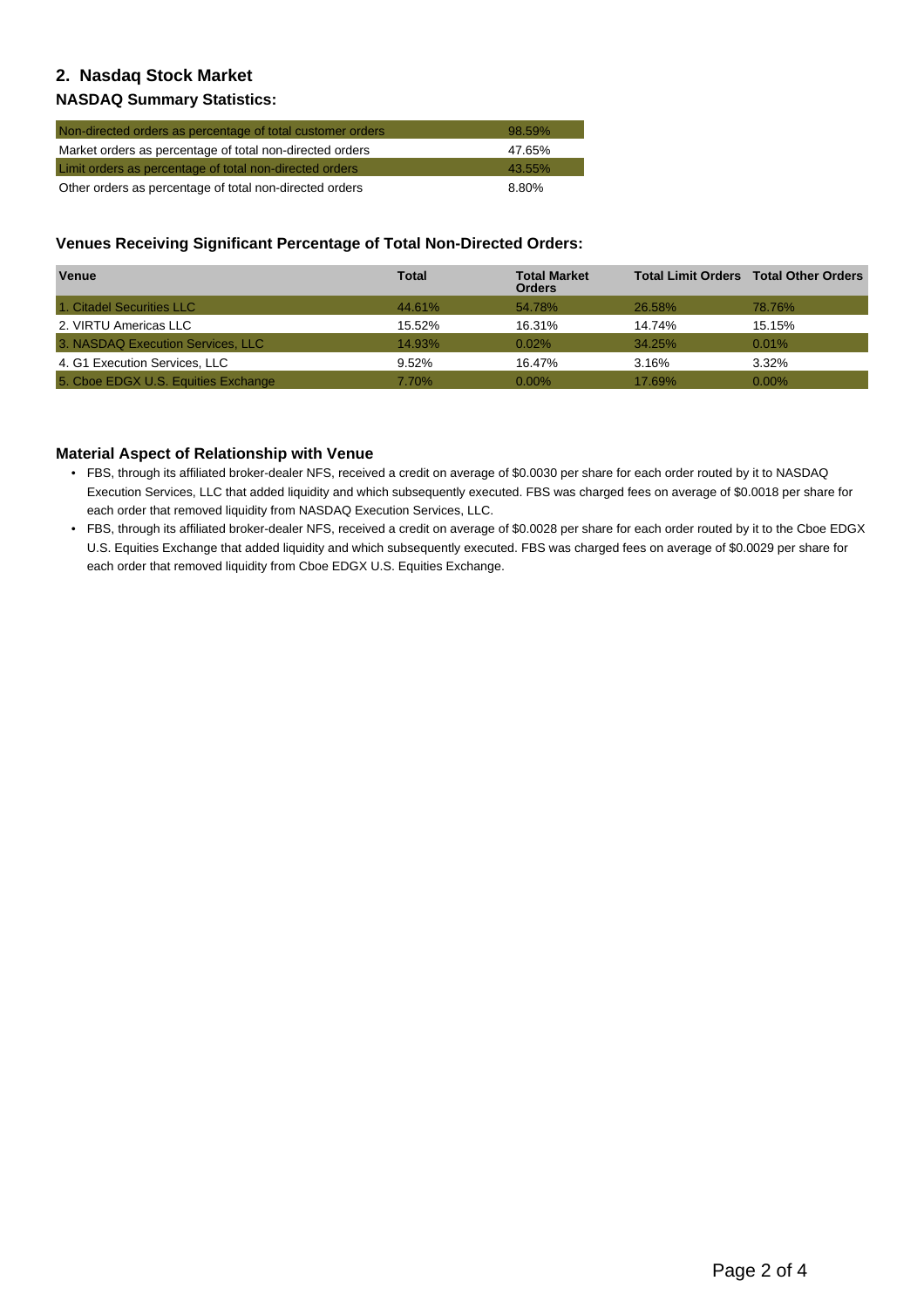## 2. Nasdaq Stock Market

### NASDAQ Summary Statistics:

| | |
|---|---|
| Non-directed orders as percentage of total customer orders | 98.59% |
| Market orders as percentage of total non-directed orders | 47.65% |
| Limit orders as percentage of total non-directed orders | 43.55% |
| Other orders as percentage of total non-directed orders | 8.80% |

### Venues Receiving Significant Percentage of Total Non-Directed Orders:

| Venue | Total | Total Market Orders | Total Limit Orders | Total Other Orders |
|---|---|---|---|---|
| 1. Citadel Securities LLC | 44.61% | 54.78% | 26.58% | 78.76% |
| 2. VIRTU Americas LLC | 15.52% | 16.31% | 14.74% | 15.15% |
| 3. NASDAQ Execution Services, LLC | 14.93% | 0.02% | 34.25% | 0.01% |
| 4. G1 Execution Services, LLC | 9.52% | 16.47% | 3.16% | 3.32% |
| 5. Cboe EDGX U.S. Equities Exchange | 7.70% | 0.00% | 17.69% | 0.00% |

### Material Aspect of Relationship with Venue

- FBS, through its affiliated broker-dealer NFS, received a credit on average of $0.0030 per share for each order routed by it to NASDAQ Execution Services, LLC that added liquidity and which subsequently executed. FBS was charged fees on average of $0.0018 per share for each order that removed liquidity from NASDAQ Execution Services, LLC.
- FBS, through its affiliated broker-dealer NFS, received a credit on average of $0.0028 per share for each order routed by it to the Cboe EDGX U.S. Equities Exchange that added liquidity and which subsequently executed. FBS was charged fees on average of $0.0029 per share for each order that removed liquidity from Cboe EDGX U.S. Equities Exchange.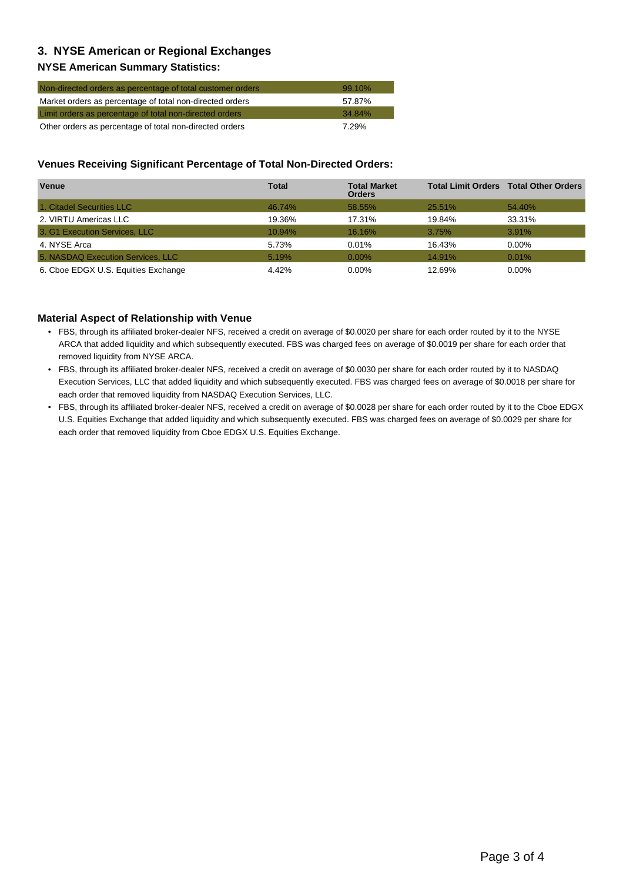## 3. NYSE American or Regional Exchanges

### NYSE American Summary Statistics:

| | |
|---|---|
| Non-directed orders as percentage of total customer orders | 99.10% |
| Market orders as percentage of total non-directed orders | 57.87% |
| Limit orders as percentage of total non-directed orders | 34.84% |
| Other orders as percentage of total non-directed orders | 7.29% |

### Venues Receiving Significant Percentage of Total Non-Directed Orders:

| Venue | Total | Total Market Orders | Total Limit Orders | Total Other Orders |
|---|---|---|---|---|
| 1. Citadel Securities LLC | 46.74% | 58.55% | 25.51% | 54.40% |
| 2. VIRTU Americas LLC | 19.36% | 17.31% | 19.84% | 33.31% |
| 3. G1 Execution Services, LLC | 10.94% | 16.16% | 3.75% | 3.91% |
| 4. NYSE Arca | 5.73% | 0.01% | 16.43% | 0.00% |
| 5. NASDAQ Execution Services, LLC | 5.19% | 0.00% | 14.91% | 0.01% |
| 6. Cboe EDGX U.S. Equities Exchange | 4.42% | 0.00% | 12.69% | 0.00% |

### Material Aspect of Relationship with Venue

- FBS, through its affiliated broker-dealer NFS, received a credit on average of $0.0020 per share for each order routed by it to the NYSE ARCA that added liquidity and which subsequently executed. FBS was charged fees on average of $0.0019 per share for each order that removed liquidity from NYSE ARCA.
- FBS, through its affiliated broker-dealer NFS, received a credit on average of $0.0030 per share for each order routed by it to NASDAQ Execution Services, LLC that added liquidity and which subsequently executed. FBS was charged fees on average of $0.0018 per share for each order that removed liquidity from NASDAQ Execution Services, LLC.
- FBS, through its affiliated broker-dealer NFS, received a credit on average of $0.0028 per share for each order routed by it to the Cboe EDGX U.S. Equities Exchange that added liquidity and which subsequently executed. FBS was charged fees on average of $0.0029 per share for each order that removed liquidity from Cboe EDGX U.S. Equities Exchange.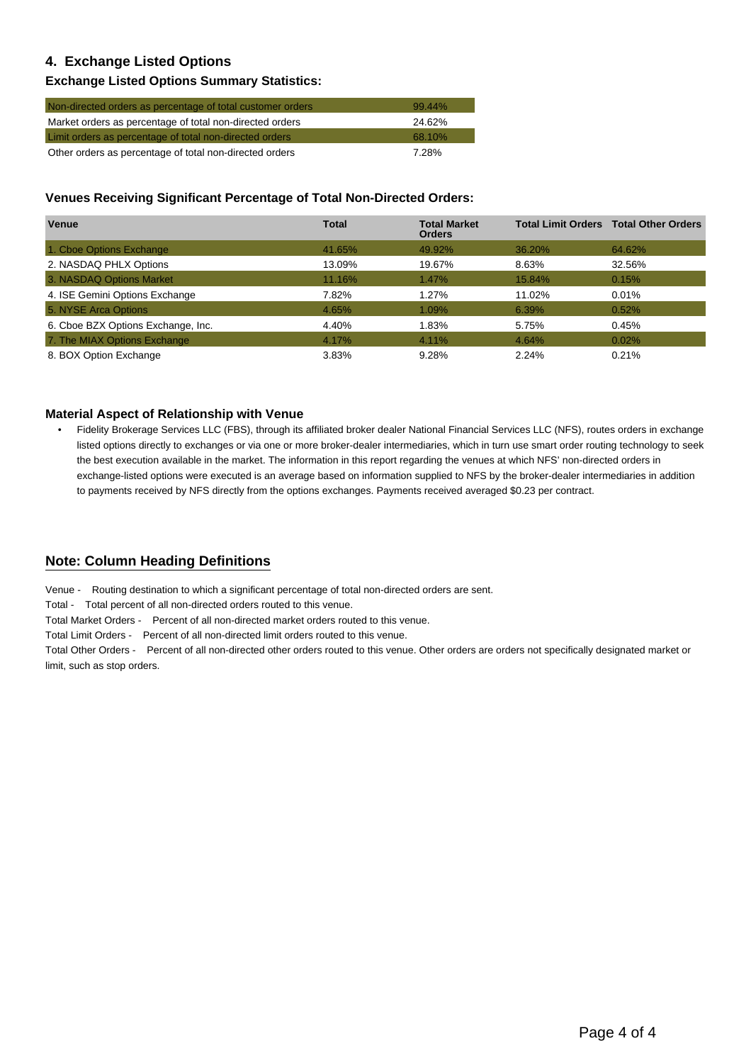## 4. Exchange Listed Options

### Exchange Listed Options Summary Statistics:

| | |
|---|---|
| Non-directed orders as percentage of total customer orders | 99.44% |
| Market orders as percentage of total non-directed orders | 24.62% |
| Limit orders as percentage of total non-directed orders | 68.10% |
| Other orders as percentage of total non-directed orders | 7.28% |

### Venues Receiving Significant Percentage of Total Non-Directed Orders:

| Venue | Total | Total Market Orders | Total Limit Orders | Total Other Orders |
|---|---|---|---|---|
| 1. Cboe Options Exchange | 41.65% | 49.92% | 36.20% | 64.62% |
| 2. NASDAQ PHLX Options | 13.09% | 19.67% | 8.63% | 32.56% |
| 3. NASDAQ Options Market | 11.16% | 1.47% | 15.84% | 0.15% |
| 4. ISE Gemini Options Exchange | 7.82% | 1.27% | 11.02% | 0.01% |
| 5. NYSE Arca Options | 4.65% | 1.09% | 6.39% | 0.52% |
| 6. Cboe BZX Options Exchange, Inc. | 4.40% | 1.83% | 5.75% | 0.45% |
| 7. The MIAX Options Exchange | 4.17% | 4.11% | 4.64% | 0.02% |
| 8. BOX Option Exchange | 3.83% | 9.28% | 2.24% | 0.21% |

### Material Aspect of Relationship with Venue

- Fidelity Brokerage Services LLC (FBS), through its affiliated broker dealer National Financial Services LLC (NFS), routes orders in exchange listed options directly to exchanges or via one or more broker-dealer intermediaries, which in turn use smart order routing technology to seek the best execution available in the market. The information in this report regarding the venues at which NFS' non-directed orders in exchange-listed options were executed is an average based on information supplied to NFS by the broker-dealer intermediaries in addition to payments received by NFS directly from the options exchanges. Payments received averaged $0.23 per contract.

## Note: Column Heading Definitions

Venue - Routing destination to which a significant percentage of total non-directed orders are sent.

Total - Total percent of all non-directed orders routed to this venue.

Total Market Orders - Percent of all non-directed market orders routed to this venue.

Total Limit Orders - Percent of all non-directed limit orders routed to this venue.

Total Other Orders - Percent of all non-directed other orders routed to this venue. Other orders are orders not specifically designated market or limit, such as stop orders.